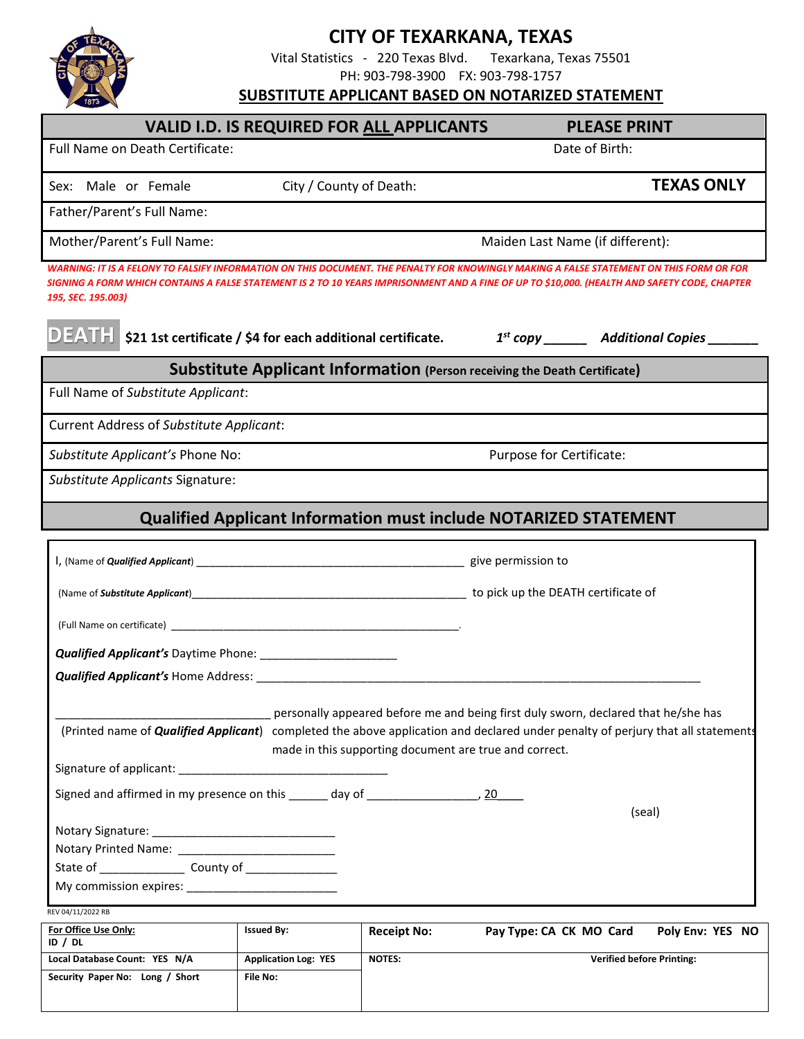# CITY OF TEXARKANA, TEXAS

Vital Statistics - 220 Texas Blvd. Texarkana, Texas 75501

PH: 903-798-3900 FX: 903-798-1757

## SUBSTITUTE APPLICANT BASED ON NOTARIZED STATEMENT

| **VALID I.D. IS REQUIRED FOR ALL APPLICANTS** | **PLEASE PRINT** |
|---|---|
| Full Name on Death Certificate: | Date of Birth: |
| Sex: Male or Female    City / County of Death: | **TEXAS ONLY** |
| Father/Parent's Full Name: | |
| Mother/Parent's Full Name: | Maiden Last Name (if different): |

***WARNING: IT IS A FELONY TO FALSIFY INFORMATION ON THIS DOCUMENT. THE PENALTY FOR KNOWINGLY MAKING A FALSE STATEMENT ON THIS FORM OR FOR SIGNING A FORM WHICH CONTAINS A FALSE STATEMENT IS 2 TO 10 YEARS IMPRISONMENT AND A FINE OF UP TO $10,000. (HEALTH AND SAFETY CODE, CHAPTER 195, SEC. 195.003)***

**DEATH** **$21 1st certificate / $4 for each additional certificate.** ***1st copy ______ Additional Copies _______***

| **Substitute Applicant Information** (Person receiving the Death Certificate) | |
|---|---|
| Full Name of *Substitute Applicant*: | |
| Current Address of *Substitute Applicant*: | |
| *Substitute Applicant's* Phone No: | Purpose for Certificate: |
| *Substitute Applicants* Signature: | |

## Qualified Applicant Information must include NOTARIZED STATEMENT

I, (Name of ***Qualified Applicant***) __________________________________________ give permission to

(Name of ***Substitute Applicant***)_____________________________________________ to pick up the DEATH certificate of

(Full Name on certificate) ______________________________________________.

***Qualified Applicant's*** Daytime Phone: _____________________

***Qualified Applicant's*** Home Address: __________________________________________________________________________

_________________________________ personally appeared before me and being first duly sworn, declared that he/she has
(Printed name of ***Qualified Applicant***) completed the above application and declared under penalty of perjury that all statements made in this supporting document are true and correct.

Signature of applicant: ________________________________

Signed and affirmed in my presence on this ______ day of ________________, 20____

(seal)

Notary Signature: _____________________________

Notary Printed Name: ________________________

State of _____________ County of ______________

My commission expires: _______________________

REV 04/11/2022 RB

| **For Office Use Only:** ID / DL | **Issued By:** | **Receipt No:** | **Pay Type: CA CK MO Card** | **Poly Env: YES NO** |
|---|---|---|---|---|
| **Local Database Count: YES N/A** | **Application Log: YES** | **NOTES:** | **Verified before Printing:** | |
| **Security Paper No: Long / Short** | **File No:** | | | |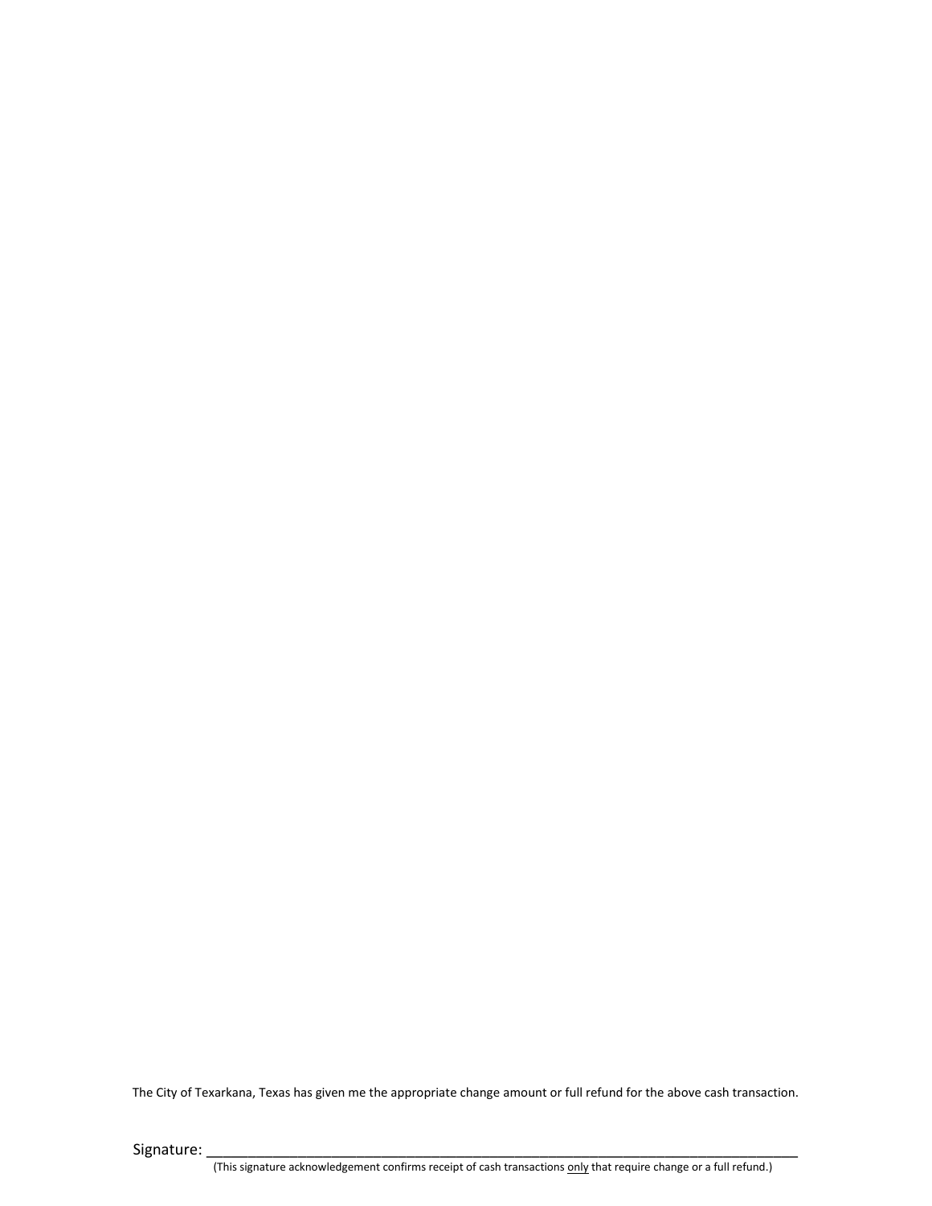The City of Texarkana, Texas has given me the appropriate change amount or full refund for the above cash transaction.

Signature: ___________________________________________________________________________

(This signature acknowledgement confirms receipt of cash transactions only that require change or a full refund.)